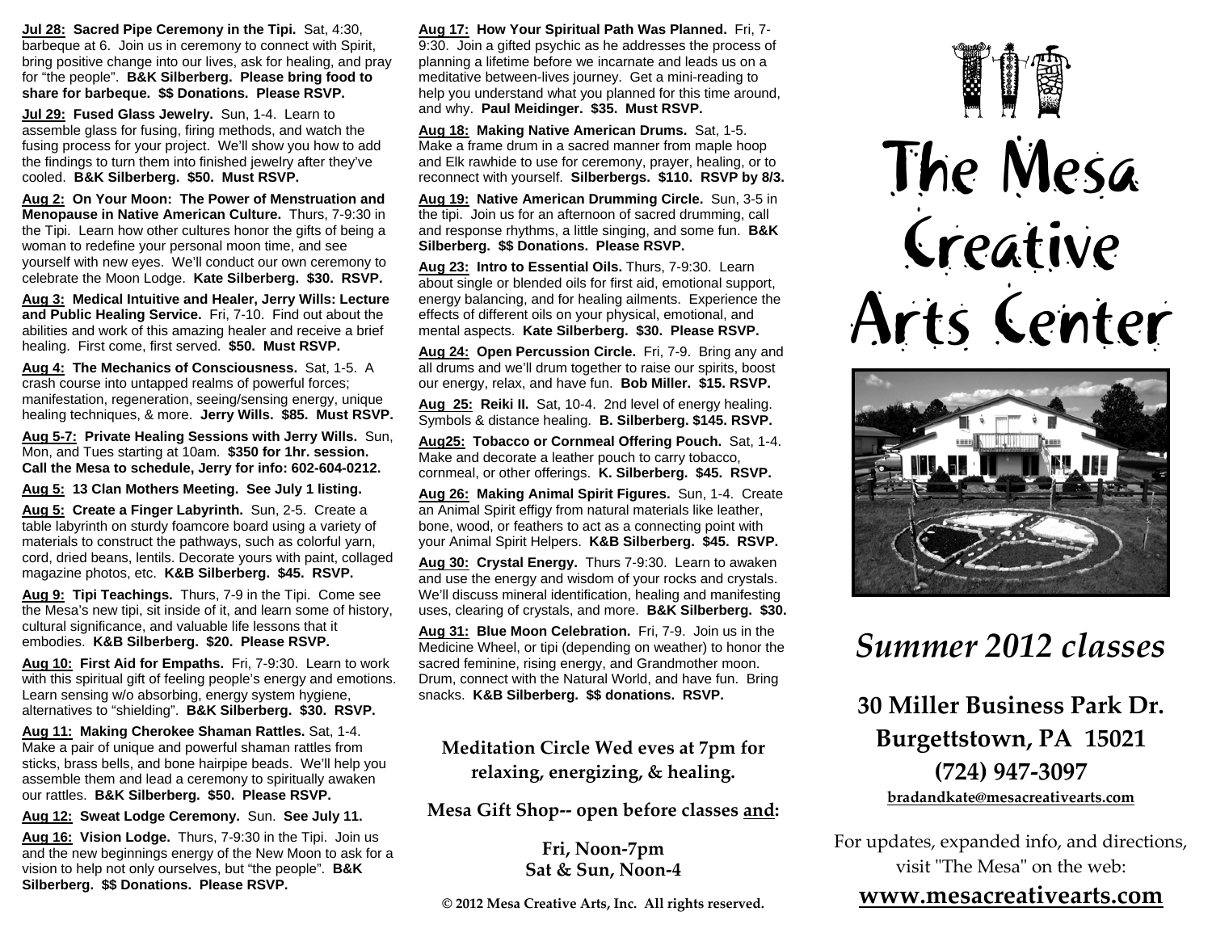**Jul 28: Sacred Pipe Ceremony in the Tipi.** Sat, 4:30, barbeque at 6. Join us in ceremony to connect with Spirit, bring positive change into our lives, ask for healing, and pray for "the people". **B&K Silberberg. Please bring food to share for barbeque. $$ Donations. Please RSVP.**

**Jul 29: Fused Glass Jewelry.** Sun, 1-4. Learn to assemble glass for fusing, firing methods, and watch the fusing process for your project. We'll show you how to add the findings to turn them into finished jewelry after they've cooled. **B&K Silberberg. $50. Must RSVP.**

**Aug 2: On Your Moon: The Power of Menstruation and Menopause in Native American Culture.** Thurs, 7-9:30 in the Tipi. Learn how other cultures honor the gifts of being a woman to redefine your personal moon time, and see yourself with new eyes. We'll conduct our own ceremony to celebrate the Moon Lodge. **Kate Silberberg. $30. RSVP.**

**Aug 3: Medical Intuitive and Healer, Jerry Wills: Lecture and Public Healing Service.** Fri, 7-10. Find out about the abilities and work of this amazing healer and receive a brief healing. First come, first served. **$50. Must RSVP.**

**Aug 4: The Mechanics of Consciousness.** Sat, 1-5. A crash course into untapped realms of powerful forces; manifestation, regeneration, seeing/sensing energy, unique healing techniques, & more. **Jerry Wills. $85. Must RSVP.**

**Aug 5-7: Private Healing Sessions with Jerry Wills.** Sun, Mon, and Tues starting at 10am. **$350 for 1hr. session. Call the Mesa to schedule, Jerry for info: 602-604-0212.**

**Aug 5: 13 Clan Mothers Meeting. See July 1 listing.**

**Aug 5: Create a Finger Labyrinth.** Sun, 2-5. Create a table labyrinth on sturdy foamcore board using a variety of materials to construct the pathways, such as colorful yarn, cord, dried beans, lentils. Decorate yours with paint, collaged magazine photos, etc. **K&B Silberberg. $45. RSVP.**

**Aug 9: Tipi Teachings.** Thurs, 7-9 in the Tipi. Come see the Mesa's new tipi, sit inside of it, and learn some of history, cultural significance, and valuable life lessons that it embodies. **K&B Silberberg. $20. Please RSVP.**

**Aug 10: First Aid for Empaths.** Fri, 7-9:30. Learn to work with this spiritual gift of feeling people's energy and emotions. Learn sensing w/o absorbing, energy system hygiene, alternatives to "shielding". **B&K Silberberg. $30. RSVP.**

**Aug 11: Making Cherokee Shaman Rattles.** Sat, 1-4. Make a pair of unique and powerful shaman rattles from sticks, brass bells, and bone hairpipe beads. We'll help you assemble them and lead a ceremony to spiritually awaken our rattles. **B&K Silberberg. $50. Please RSVP.**

**Aug 12: Sweat Lodge Ceremony.** Sun. **See July 11.**

**Aug 16: Vision Lodge.** Thurs, 7-9:30 in the Tipi. Join us and the new beginnings energy of the New Moon to ask for a vision to help not only ourselves, but "the people". **B&K Silberberg. $$ Donations. Please RSVP.**

**Aug 17: How Your Spiritual Path Was Planned.** Fri, 7-9:30. Join a gifted psychic as he addresses the process of planning a lifetime before we incarnate and leads us on a meditative between-lives journey. Get a mini-reading to help you understand what you planned for this time around, and why. **Paul Meidinger. $35. Must RSVP.**

**Aug 18: Making Native American Drums.** Sat, 1-5. Make a frame drum in a sacred manner from maple hoop and Elk rawhide to use for ceremony, prayer, healing, or to reconnect with yourself. **Silberbergs. $110. RSVP by 8/3.**

**Aug 19: Native American Drumming Circle.** Sun, 3-5 in the tipi. Join us for an afternoon of sacred drumming, call and response rhythms, a little singing, and some fun. **B&K Silberberg. $$ Donations. Please RSVP.**

**Aug 23: Intro to Essential Oils.** Thurs, 7-9:30. Learn about single or blended oils for first aid, emotional support, energy balancing, and for healing ailments. Experience the effects of different oils on your physical, emotional, and mental aspects. **Kate Silberberg. $30. Please RSVP.**

**Aug 24: Open Percussion Circle.** Fri, 7-9. Bring any and all drums and we'll drum together to raise our spirits, boost our energy, relax, and have fun. **Bob Miller. $15. RSVP.**

**Aug 25: Reiki II.** Sat, 10-4. 2nd level of energy healing. Symbols & distance healing. **B. Silberberg. $145. RSVP.**

**Aug25: Tobacco or Cornmeal Offering Pouch.** Sat, 1-4. Make and decorate a leather pouch to carry tobacco, cornmeal, or other offerings. **K. Silberberg. $45. RSVP.**

**Aug 26: Making Animal Spirit Figures.** Sun, 1-4. Create an Animal Spirit effigy from natural materials like leather, bone, wood, or feathers to act as a connecting point with your Animal Spirit Helpers. **K&B Silberberg. $45. RSVP.**

**Aug 30: Crystal Energy.** Thurs 7-9:30. Learn to awaken and use the energy and wisdom of your rocks and crystals. We'll discuss mineral identification, healing and manifesting uses, clearing of crystals, and more. **B&K Silberberg. $30.**

**Aug 31: Blue Moon Celebration.** Fri, 7-9. Join us in the Medicine Wheel, or tipi (depending on weather) to honor the sacred feminine, rising energy, and Grandmother moon. Drum, connect with the Natural World, and have fun. Bring snacks. **K&B Silberberg. $$ donations. RSVP.**

**Meditation Circle Wed eves at 7pm for relaxing, energizing, & healing.**

**Mesa Gift Shop-- open before classes and:**

**Fri, Noon-7pm**
**Sat & Sun, Noon-4**

**© 2012 Mesa Creative Arts, Inc. All rights reserved.**

# The Mesa Creative Arts Center

## *Summer 2012 classes*

**30 Miller Business Park Dr.**
**Burgettstown, PA 15021**
**(724) 947-3097**
**bradandkate@mesacreativearts.com**

For updates, expanded info, and directions, visit "The Mesa" on the web:

**www.mesacreativearts.com**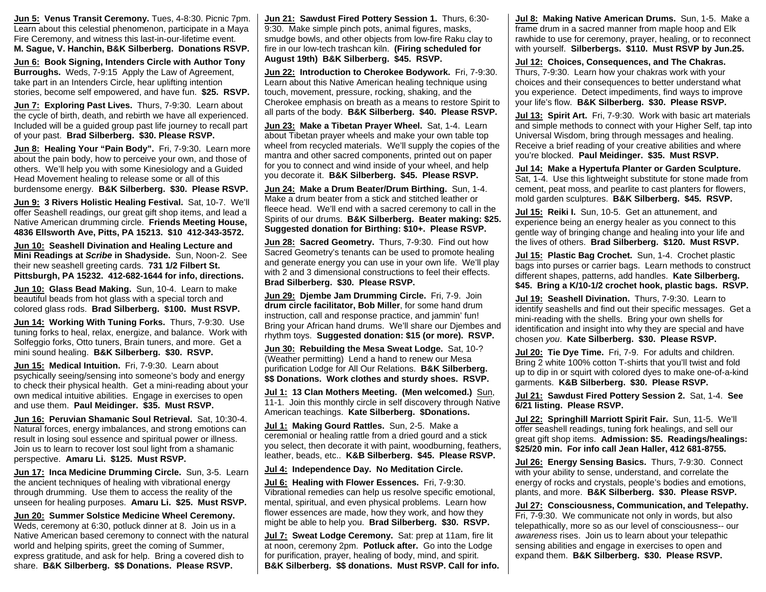**Jun 5: Venus Transit Ceremony.** Tues, 4-8:30. Picnic 7pm. Learn about this celestial phenomenon, participate in a Maya Fire Ceremony, and witness this last-in-our-lifetime event. **M. Sague, V. Hanchin, B&K Silberberg. Donations RSVP.**

**Jun 6: Book Signing, Intenders Circle with Author Tony Burroughs.** Weds, 7-9:15 Apply the Law of Agreement, take part in an Intenders Circle, hear uplifting intention stories, become self empowered, and have fun. **$25. RSVP.**

**Jun 7: Exploring Past Lives.** Thurs, 7-9:30. Learn about the cycle of birth, death, and rebirth we have all experienced. Included will be a guided group past life journey to recall part of your past. **Brad Silberberg. $30. Please RSVP.**

**Jun 8: Healing Your "Pain Body".** Fri, 7-9:30. Learn more about the pain body, how to perceive your own, and those of others. We'll help you with some Kinesiology and a Guided Head Movement healing to release some or all of this burdensome energy. **B&K Silberberg. $30. Please RSVP.**

**Jun 9: 3 Rivers Holistic Healing Festival.** Sat, 10-7. We'll offer Seashell readings, our great gift shop items, and lead a Native American drumming circle. **Friends Meeting House, 4836 Ellsworth Ave, Pitts, PA 15213. $10 412-343-3572.**

**Jun 10: Seashell Divination and Healing Lecture and Mini Readings at *Scribe* in Shadyside.** Sun, Noon-2. See their new seashell greeting cards. **731 1/2 Filbert St. Pittsburgh, PA 15232. 412-682-1644 for info, directions.**

**Jun 10: Glass Bead Making.** Sun, 10-4. Learn to make beautiful beads from hot glass with a special torch and colored glass rods. **Brad Silberberg. $100. Must RSVP.**

**Jun 14: Working With Tuning Forks.** Thurs, 7-9:30. Use tuning forks to heal, relax, energize, and balance. Work with Solfeggio forks, Otto tuners, Brain tuners, and more. Get a mini sound healing. **B&K Silberberg. $30. RSVP.**

**Jun 15: Medical Intuition.** Fri, 7-9:30. Learn about psychically seeing/sensing into someone's body and energy to check their physical health. Get a mini-reading about your own medical intuitive abilities. Engage in exercises to open and use them. **Paul Meidinger. $35. Must RSVP.**

**Jun 16: Peruvian Shamanic Soul Retrieval.** Sat, 10:30-4. Natural forces, energy imbalances, and strong emotions can result in losing soul essence and spiritual power or illness. Join us to learn to recover lost soul light from a shamanic perspective. **Amaru Li. $125. Must RSVP.**

**Jun 17: Inca Medicine Drumming Circle.** Sun, 3-5. Learn the ancient techniques of healing with vibrational energy through drumming. Use them to access the reality of the unseen for healing purposes. **Amaru Li. $25. Must RSVP.**

**Jun 20: Summer Solstice Medicine Wheel Ceremony.** Weds, ceremony at 6:30, potluck dinner at 8. Join us in a Native American based ceremony to connect with the natural world and helping spirits, greet the coming of Summer, express gratitude, and ask for help. Bring a covered dish to share. **B&K Silberberg. $$ Donations. Please RSVP.**

**Jun 21: Sawdust Fired Pottery Session 1.** Thurs, 6:30-9:30. Make simple pinch pots, animal figures, masks, smudge bowls, and other objects from low-fire Raku clay to fire in our low-tech trashcan kiln. **(Firing scheduled for August 19th) B&K Silberberg. $45. RSVP.**

**Jun 22: Introduction to Cherokee Bodywork.** Fri, 7-9:30. Learn about this Native American healing technique using touch, movement, pressure, rocking, shaking, and the Cherokee emphasis on breath as a means to restore Spirit to all parts of the body. **B&K Silberberg. $40. Please RSVP.**

**Jun 23: Make a Tibetan Prayer Wheel.** Sat, 1-4. Learn about Tibetan prayer wheels and make your own table top wheel from recycled materials. We'll supply the copies of the mantra and other sacred components, printed out on paper for you to connect and wind inside of your wheel, and help you decorate it. **B&K Silberberg. $45. Please RSVP.**

**Jun 24: Make a Drum Beater/Drum Birthing.** Sun, 1-4. Make a drum beater from a stick and stitched leather or fleece head. We'll end with a sacred ceremony to call in the Spirits of our drums. **B&K Silberberg. Beater making: $25. Suggested donation for Birthing: $10+. Please RSVP.**

**Jun 28: Sacred Geometry.** Thurs, 7-9:30. Find out how Sacred Geometry's tenants can be used to promote healing and generate energy you can use in your own life. We'll play with 2 and 3 dimensional constructions to feel their effects. **Brad Silberberg. $30. Please RSVP.**

**Jun 29: Djembe Jam Drumming Circle.** Fri, 7-9. Join **drum circle facilitator, Bob Miller**, for some hand drum instruction, call and response practice, and jammin' fun! Bring your African hand drums. We'll share our Djembes and rhythm toys. **Suggested donation: $15 (or more). RSVP.**

**Jun 30: Rebuilding the Mesa Sweat Lodge.** Sat, 10-? (Weather permitting) Lend a hand to renew our Mesa purification Lodge for All Our Relations. **B&K Silberberg. $$ Donations. Work clothes and sturdy shoes. RSVP.**

**Jul 1: 13 Clan Mothers Meeting. (Men welcomed.)** Sun, 11-1. Join this monthly circle in self discovery through Native American teachings. **Kate Silberberg. $Donations.**

**Jul 1: Making Gourd Rattles.** Sun, 2-5. Make a ceremonial or healing rattle from a dried gourd and a stick you select, then decorate it with paint, woodburning, feathers, leather, beads, etc.. **K&B Silberberg. $45. Please RSVP.**

**Jul 4: Independence Day. No Meditation Circle.**

**Jul 6: Healing with Flower Essences.** Fri, 7-9:30. Vibrational remedies can help us resolve specific emotional, mental, spiritual, and even physical problems. Learn how flower essences are made, how they work, and how they might be able to help you. **Brad Silberberg. $30. RSVP.**

**Jul 7: Sweat Lodge Ceremony.** Sat: prep at 11am, fire lit at noon, ceremony 2pm. **Potluck after.** Go into the Lodge for purification, prayer, healing of body, mind, and spirit. **B&K Silberberg. $$ donations. Must RSVP. Call for info.**

**Jul 8: Making Native American Drums.** Sun, 1-5. Make a frame drum in a sacred manner from maple hoop and Elk rawhide to use for ceremony, prayer, healing, or to reconnect with yourself. **Silberbergs. $110. Must RSVP by Jun.25.**

**Jul 12: Choices, Consequences, and The Chakras.** Thurs, 7-9:30. Learn how your chakras work with your choices and their consequences to better understand what you experience. Detect impediments, find ways to improve your life's flow. **B&K Silberberg. $30. Please RSVP.**

**Jul 13: Spirit Art.** Fri, 7-9:30. Work with basic art materials and simple methods to connect with your Higher Self, tap into Universal Wisdom, bring through messages and healing. Receive a brief reading of your creative abilities and where you're blocked. **Paul Meidinger. $35. Must RSVP.**

**Jul 14: Make a Hypertufa Planter or Garden Sculpture.** Sat, 1-4. Use this lightweight substitute for stone made from cement, peat moss, and pearlite to cast planters for flowers, mold garden sculptures. **B&K Silberberg. $45. RSVP.**

**Jul 15: Reiki I.** Sun, 10-5. Get an attunement, and experience being an energy healer as you connect to this gentle way of bringing change and healing into your life and the lives of others. **Brad Silberberg. $120. Must RSVP.**

**Jul 15: Plastic Bag Crochet.** Sun, 1-4. Crochet plastic bags into purses or carrier bags. Learn methods to construct different shapes, patterns, add handles. **Kate Silberberg. $45. Bring a K/10-1/2 crochet hook, plastic bags. RSVP.**

**Jul 19: Seashell Divination.** Thurs, 7-9:30. Learn to identify seashells and find out their specific messages. Get a mini-reading with the shells. Bring your own shells for identification and insight into why they are special and have chosen *you*. **Kate Silberberg. $30. Please RSVP.**

**Jul 20: Tie Dye Time.** Fri, 7-9. For adults and children. Bring 2 white 100% cotton T-shirts that you'll twist and fold up to dip in or squirt with colored dyes to make one-of-a-kind garments. **K&B Silberberg. $30. Please RSVP.**

**Jul 21: Sawdust Fired Pottery Session 2.** Sat, 1-4. **See 6/21 listing. Please RSVP.**

**Jul 22: Springhill Marriott Spirit Fair.** Sun, 11-5. We'll offer seashell readings, tuning fork healings, and sell our great gift shop items. **Admission: $5. Readings/healings: $25/20 min. For info call Jean Haller, 412 681-8755.**

**Jul 26: Energy Sensing Basics.** Thurs, 7-9:30. Connect with your ability to sense, understand, and correlate the energy of rocks and crystals, people's bodies and emotions, plants, and more. **B&K Silberberg. $30. Please RSVP.**

**Jul 27: Consciousness, Communication, and Telepathy.** Fri, 7-9:30. We communicate not only in words, but also telepathically, more so as our level of consciousness-- our *awareness* rises. Join us to learn about your telepathic sensing abilities and engage in exercises to open and expand them. **B&K Silberberg. $30. Please RSVP.**